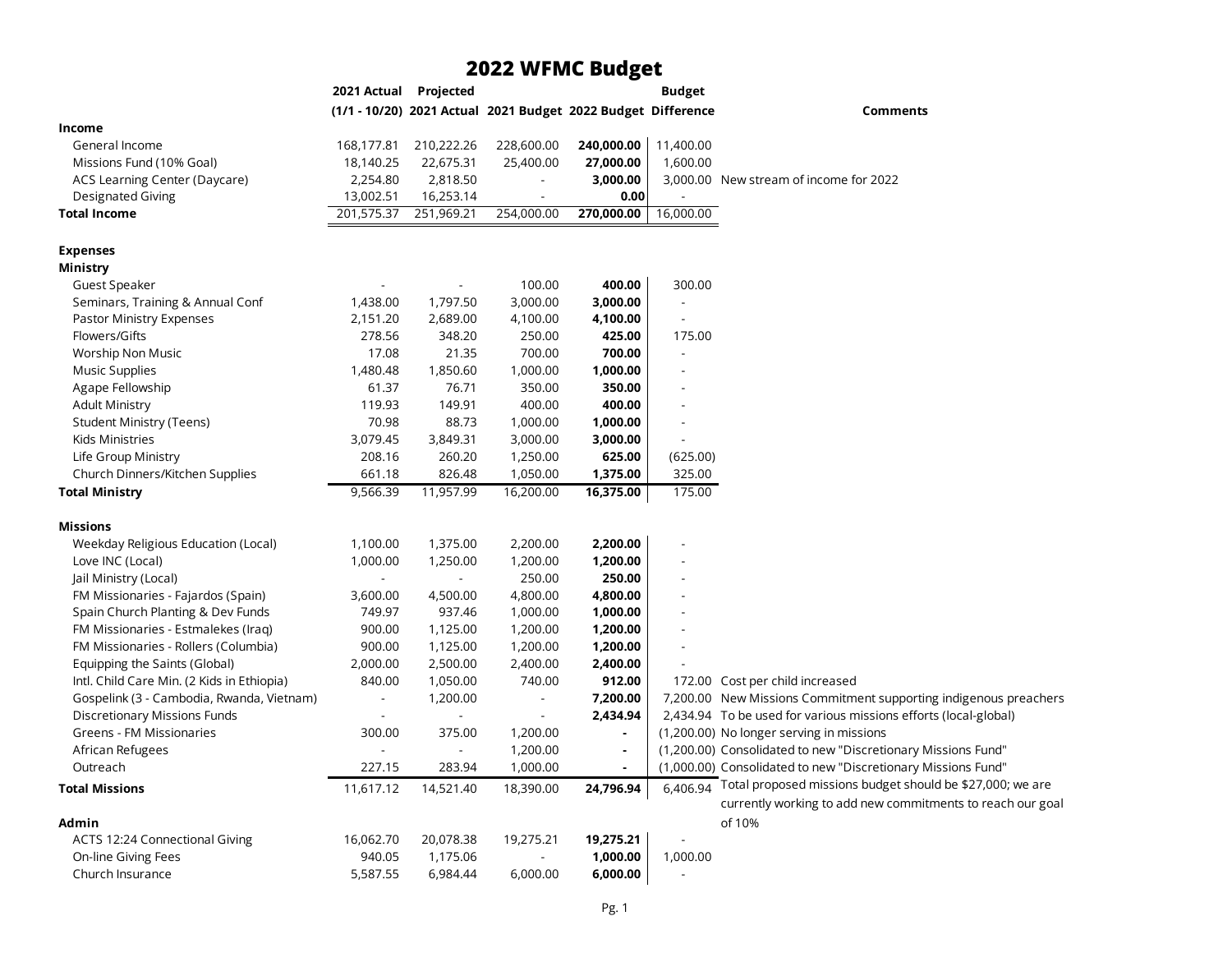# 2022 WFMC Budget

| | 2021 Actual (1/1 - 10/20) | Projected 2021 Actual | 2021 Budget | 2022 Budget | Budget Difference | Comments |
|---|---|---|---|---|---|---|
| **Income** | | | | | | |
| General Income | 168,177.81 | 210,222.26 | 228,600.00 | **240,000.00** | 11,400.00 | |
| Missions Fund (10% Goal) | 18,140.25 | 22,675.31 | 25,400.00 | **27,000.00** | 1,600.00 | |
| ACS Learning Center (Daycare) | 2,254.80 | 2,818.50 | - | **3,000.00** | 3,000.00 | New stream of income for 2022 |
| Designated Giving | 13,002.51 | 16,253.14 | - | **0.00** | - | |
| **Total Income** | 201,575.37 | 251,969.21 | 254,000.00 | **270,000.00** | 16,000.00 | |
| | | | | | | |
| **Expenses** | | | | | | |
| **Ministry** | | | | | | |
| Guest Speaker | - | - | 100.00 | **400.00** | 300.00 | |
| Seminars, Training & Annual Conf | 1,438.00 | 1,797.50 | 3,000.00 | **3,000.00** | - | |
| Pastor Ministry Expenses | 2,151.20 | 2,689.00 | 4,100.00 | **4,100.00** | - | |
| Flowers/Gifts | 278.56 | 348.20 | 250.00 | **425.00** | 175.00 | |
| Worship Non Music | 17.08 | 21.35 | 700.00 | **700.00** | - | |
| Music Supplies | 1,480.48 | 1,850.60 | 1,000.00 | **1,000.00** | - | |
| Agape Fellowship | 61.37 | 76.71 | 350.00 | **350.00** | - | |
| Adult Ministry | 119.93 | 149.91 | 400.00 | **400.00** | - | |
| Student Ministry (Teens) | 70.98 | 88.73 | 1,000.00 | **1,000.00** | - | |
| Kids Ministries | 3,079.45 | 3,849.31 | 3,000.00 | **3,000.00** | - | |
| Life Group Ministry | 208.16 | 260.20 | 1,250.00 | **625.00** | (625.00) | |
| Church Dinners/Kitchen Supplies | 661.18 | 826.48 | 1,050.00 | **1,375.00** | 325.00 | |
| **Total Ministry** | 9,566.39 | 11,957.99 | 16,200.00 | **16,375.00** | 175.00 | |
| | | | | | | |
| **Missions** | | | | | | |
| Weekday Religious Education (Local) | 1,100.00 | 1,375.00 | 2,200.00 | **2,200.00** | - | |
| Love INC (Local) | 1,000.00 | 1,250.00 | 1,200.00 | **1,200.00** | - | |
| Jail Ministry (Local) | - | - | 250.00 | **250.00** | - | |
| FM Missionaries - Fajardos (Spain) | 3,600.00 | 4,500.00 | 4,800.00 | **4,800.00** | - | |
| Spain Church Planting & Dev Funds | 749.97 | 937.46 | 1,000.00 | **1,000.00** | - | |
| FM Missionaries - Estmalekes (Iraq) | 900.00 | 1,125.00 | 1,200.00 | **1,200.00** | - | |
| FM Missionaries - Rollers (Columbia) | 900.00 | 1,125.00 | 1,200.00 | **1,200.00** | - | |
| Equipping the Saints (Global) | 2,000.00 | 2,500.00 | 2,400.00 | **2,400.00** | - | |
| Intl. Child Care Min. (2 Kids in Ethiopia) | 840.00 | 1,050.00 | 740.00 | **912.00** | 172.00 | Cost per child increased |
| Gospelink (3 - Cambodia, Rwanda, Vietnam) | - | 1,200.00 | - | **7,200.00** | 7,200.00 | New Missions Commitment supporting indigenous preachers |
| Discretionary Missions Funds | - | - | - | **2,434.94** | 2,434.94 | To be used for various missions efforts (local-global) |
| Greens - FM Missionaries | 300.00 | 375.00 | 1,200.00 | **-** | (1,200.00) | No longer serving in missions |
| African Refugees | - | - | 1,200.00 | **-** | (1,200.00) | Consolidated to new "Discretionary Missions Fund" |
| Outreach | 227.15 | 283.94 | 1,000.00 | **-** | (1,000.00) | Consolidated to new "Discretionary Missions Fund" |
| **Total Missions** | 11,617.12 | 14,521.40 | 18,390.00 | **24,796.94** | 6,406.94 | Total proposed missions budget should be $27,000; we are currently working to add new commitments to reach our goal of 10% |
| | | | | | | |
| **Admin** | | | | | | |
| ACTS 12:24 Connectional Giving | 16,062.70 | 20,078.38 | 19,275.21 | **19,275.21** | - | |
| On-line Giving Fees | 940.05 | 1,175.06 | - | **1,000.00** | 1,000.00 | |
| Church Insurance | 5,587.55 | 6,984.44 | 6,000.00 | **6,000.00** | - | |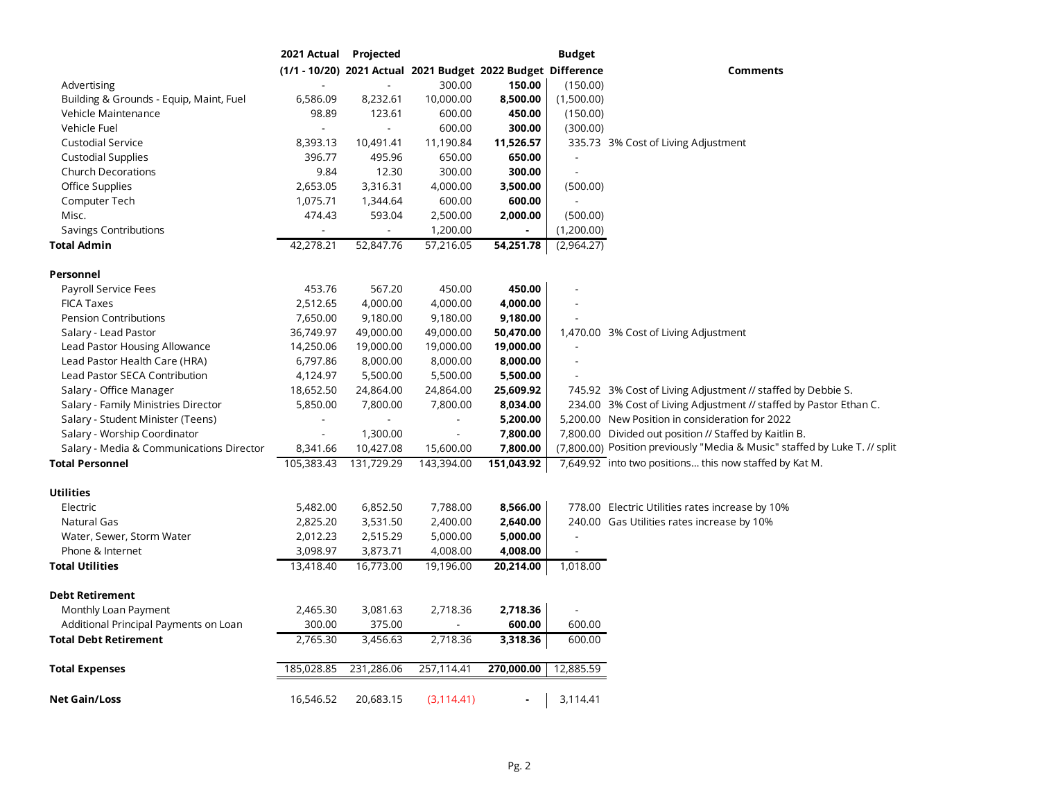| | 2021 Actual (1/1 - 10/20) | Projected 2021 Actual | 2021 Budget | 2022 Budget | Budget Difference | Comments |
|---|---|---|---|---|---|---|
| Advertising | - | - | 300.00 | **150.00** | (150.00) | |
| Building & Grounds - Equip, Maint, Fuel | 6,586.09 | 8,232.61 | 10,000.00 | **8,500.00** | (1,500.00) | |
| Vehicle Maintenance | 98.89 | 123.61 | 600.00 | **450.00** | (150.00) | |
| Vehicle Fuel | - | - | 600.00 | **300.00** | (300.00) | |
| Custodial Service | 8,393.13 | 10,491.41 | 11,190.84 | **11,526.57** | 335.73 | 3% Cost of Living Adjustment |
| Custodial Supplies | 396.77 | 495.96 | 650.00 | **650.00** | - | |
| Church Decorations | 9.84 | 12.30 | 300.00 | **300.00** | - | |
| Office Supplies | 2,653.05 | 3,316.31 | 4,000.00 | **3,500.00** | (500.00) | |
| Computer Tech | 1,075.71 | 1,344.64 | 600.00 | **600.00** | - | |
| Misc. | 474.43 | 593.04 | 2,500.00 | **2,000.00** | (500.00) | |
| Savings Contributions | - | - | 1,200.00 | **-** | (1,200.00) | |
| **Total Admin** | 42,278.21 | 52,847.76 | 57,216.05 | **54,251.78** | (2,964.27) | |
| | | | | | | |
| **Personnel** | | | | | | |
| Payroll Service Fees | 453.76 | 567.20 | 450.00 | **450.00** | - | |
| FICA Taxes | 2,512.65 | 4,000.00 | 4,000.00 | **4,000.00** | - | |
| Pension Contributions | 7,650.00 | 9,180.00 | 9,180.00 | **9,180.00** | - | |
| Salary - Lead Pastor | 36,749.97 | 49,000.00 | 49,000.00 | **50,470.00** | 1,470.00 | 3% Cost of Living Adjustment |
| Lead Pastor Housing Allowance | 14,250.06 | 19,000.00 | 19,000.00 | **19,000.00** | - | |
| Lead Pastor Health Care (HRA) | 6,797.86 | 8,000.00 | 8,000.00 | **8,000.00** | - | |
| Lead Pastor SECA Contribution | 4,124.97 | 5,500.00 | 5,500.00 | **5,500.00** | - | |
| Salary - Office Manager | 18,652.50 | 24,864.00 | 24,864.00 | **25,609.92** | 745.92 | 3% Cost of Living Adjustment // staffed by Debbie S. |
| Salary - Family Ministries Director | 5,850.00 | 7,800.00 | 7,800.00 | **8,034.00** | 234.00 | 3% Cost of Living Adjustment // staffed by Pastor Ethan C. |
| Salary - Student Minister (Teens) | - | - | - | **5,200.00** | 5,200.00 | New Position in consideration for 2022 |
| Salary - Worship Coordinator | - | 1,300.00 | - | **7,800.00** | 7,800.00 | Divided out position // Staffed by Kaitlin B. |
| Salary - Media & Communications Director | 8,341.66 | 10,427.08 | 15,600.00 | **7,800.00** | (7,800.00) | Position previously "Media & Music" staffed by Luke T. // split into two positions... this now staffed by Kat M. |
| **Total Personnel** | 105,383.43 | 131,729.29 | 143,394.00 | **151,043.92** | 7,649.92 | |
| | | | | | | |
| **Utilities** | | | | | | |
| Electric | 5,482.00 | 6,852.50 | 7,788.00 | **8,566.00** | 778.00 | Electric Utilities rates increase by 10% |
| Natural Gas | 2,825.20 | 3,531.50 | 2,400.00 | **2,640.00** | 240.00 | Gas Utilities rates increase by 10% |
| Water, Sewer, Storm Water | 2,012.23 | 2,515.29 | 5,000.00 | **5,000.00** | - | |
| Phone & Internet | 3,098.97 | 3,873.71 | 4,008.00 | **4,008.00** | - | |
| **Total Utilities** | 13,418.40 | 16,773.00 | 19,196.00 | **20,214.00** | 1,018.00 | |
| | | | | | | |
| **Debt Retirement** | | | | | | |
| Monthly Loan Payment | 2,465.30 | 3,081.63 | 2,718.36 | **2,718.36** | - | |
| Additional Principal Payments on Loan | 300.00 | 375.00 | - | **600.00** | 600.00 | |
| **Total Debt Retirement** | 2,765.30 | 3,456.63 | 2,718.36 | **3,318.36** | 600.00 | |
| | | | | | | |
| **Total Expenses** | 185,028.85 | 231,286.06 | 257,114.41 | **270,000.00** | 12,885.59 | |
| | | | | | | |
| **Net Gain/Loss** | 16,546.52 | 20,683.15 | (3,114.41) | **-** | 3,114.41 | |